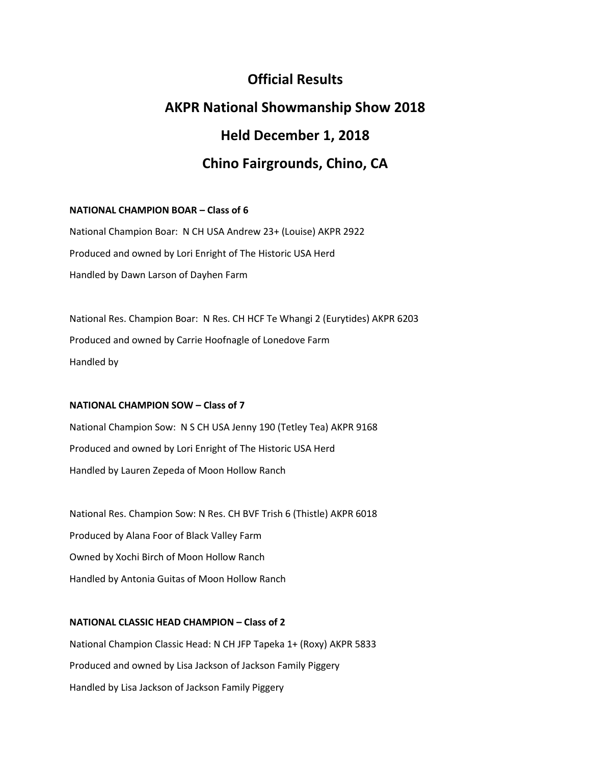# Official Results

# AKPR National Showmanship Show 2018

# Held December 1, 2018

# Chino Fairgrounds, Chino, CA

**NATIONAL CHAMPION BOAR – Class of 6**

National Champion Boar: N CH USA Andrew 23+ (Louise) AKPR 2922

Produced and owned by Lori Enright of The Historic USA Herd

Handled by Dawn Larson of Dayhen Farm

National Res. Champion Boar: N Res. CH HCF Te Whangi 2 (Eurytides) AKPR 6203

Produced and owned by Carrie Hoofnagle of Lonedove Farm

Handled by

**NATIONAL CHAMPION SOW – Class of 7**

National Champion Sow: N S CH USA Jenny 190 (Tetley Tea) AKPR 9168

Produced and owned by Lori Enright of The Historic USA Herd

Handled by Lauren Zepeda of Moon Hollow Ranch

National Res. Champion Sow: N Res. CH BVF Trish 6 (Thistle) AKPR 6018

Produced by Alana Foor of Black Valley Farm

Owned by Xochi Birch of Moon Hollow Ranch

Handled by Antonia Guitas of Moon Hollow Ranch

**NATIONAL CLASSIC HEAD CHAMPION – Class of 2**

National Champion Classic Head: N CH JFP Tapeka 1+ (Roxy) AKPR 5833

Produced and owned by Lisa Jackson of Jackson Family Piggery

Handled by Lisa Jackson of Jackson Family Piggery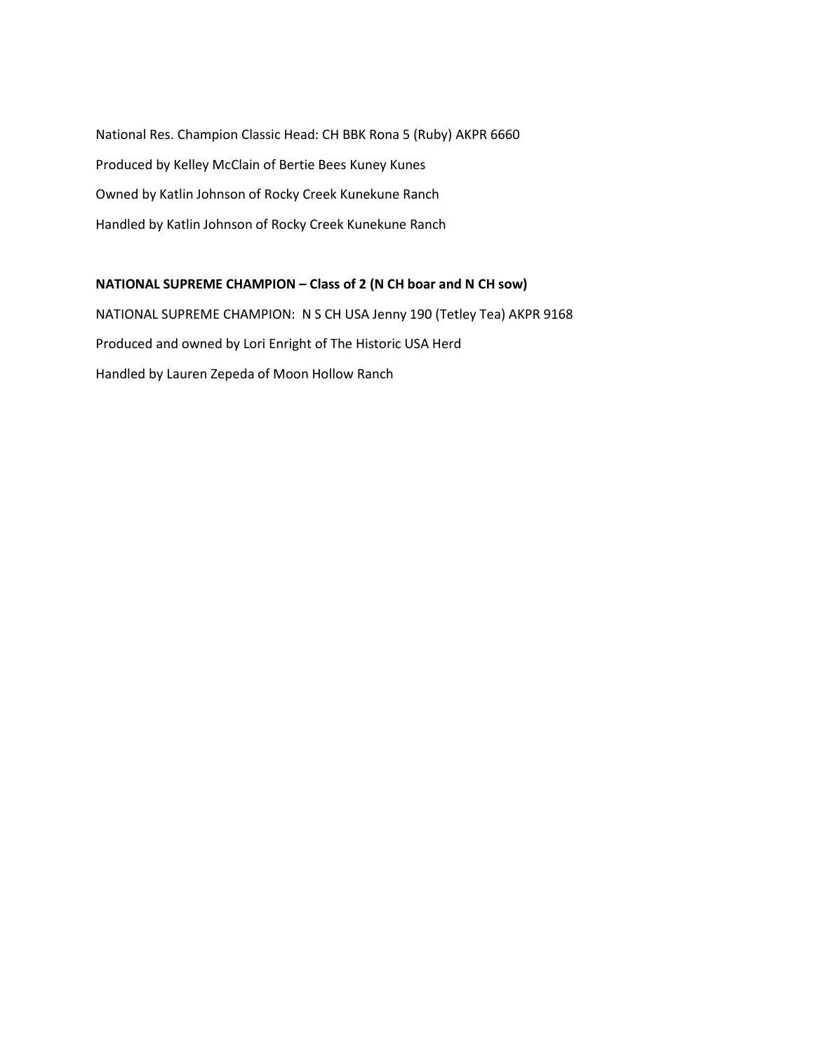National Res. Champion Classic Head: CH BBK Rona 5 (Ruby) AKPR 6660

Produced by Kelley McClain of Bertie Bees Kuney Kunes

Owned by Katlin Johnson of Rocky Creek Kunekune Ranch

Handled by Katlin Johnson of Rocky Creek Kunekune Ranch

**NATIONAL SUPREME CHAMPION – Class of 2 (N CH boar and N CH sow)**

NATIONAL SUPREME CHAMPION: N S CH USA Jenny 190 (Tetley Tea) AKPR 9168

Produced and owned by Lori Enright of The Historic USA Herd

Handled by Lauren Zepeda of Moon Hollow Ranch